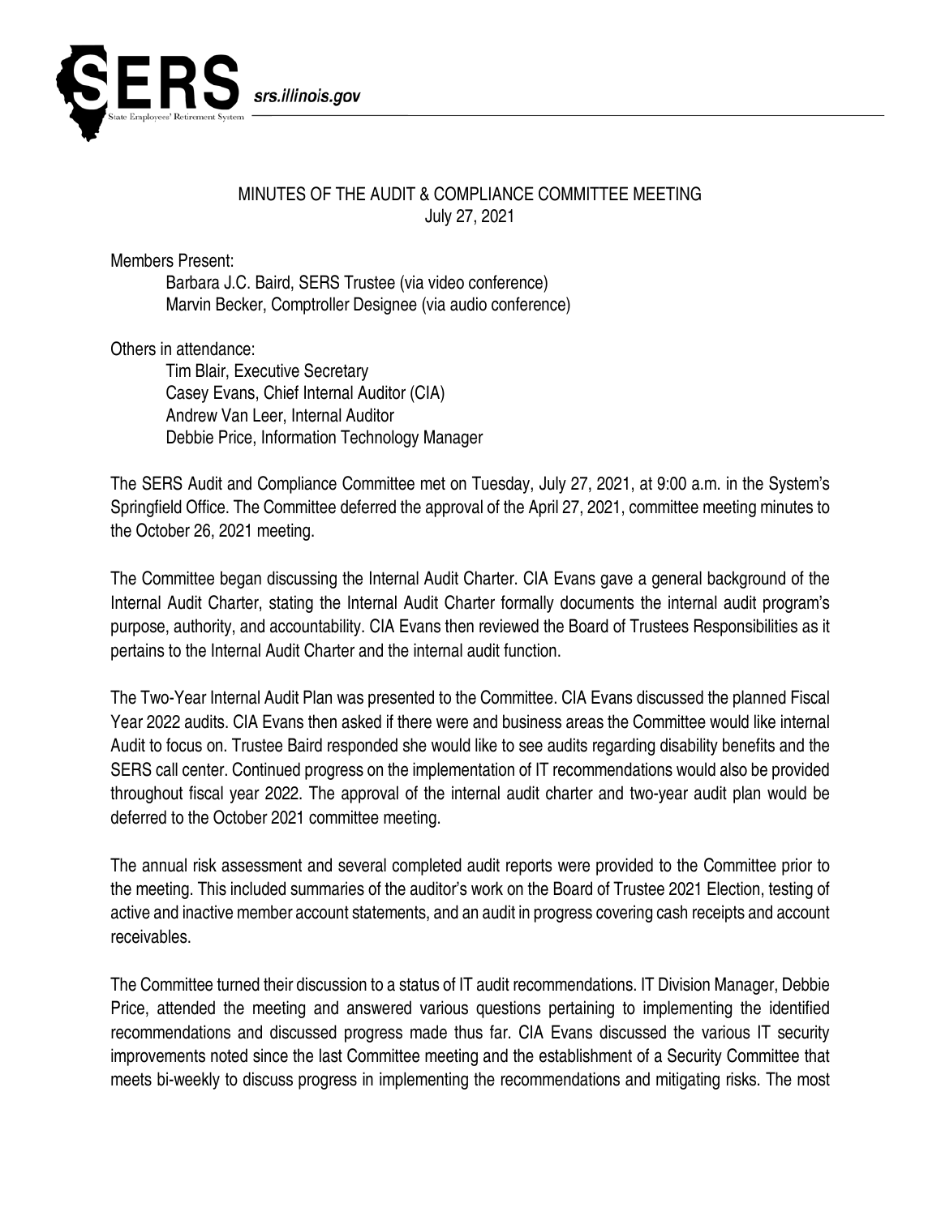# MINUTES OF THE AUDIT & COMPLIANCE COMMITTEE MEETING

July 27, 2021

Members Present:

- Barbara J.C. Baird, SERS Trustee (via video conference)
- Marvin Becker, Comptroller Designee (via audio conference)

Others in attendance:

- Tim Blair, Executive Secretary
- Casey Evans, Chief Internal Auditor (CIA)
- Andrew Van Leer, Internal Auditor
- Debbie Price, Information Technology Manager

The SERS Audit and Compliance Committee met on Tuesday, July 27, 2021, at 9:00 a.m. in the System's Springfield Office. The Committee deferred the approval of the April 27, 2021, committee meeting minutes to the October 26, 2021 meeting.

The Committee began discussing the Internal Audit Charter. CIA Evans gave a general background of the Internal Audit Charter, stating the Internal Audit Charter formally documents the internal audit program's purpose, authority, and accountability. CIA Evans then reviewed the Board of Trustees Responsibilities as it pertains to the Internal Audit Charter and the internal audit function.

The Two-Year Internal Audit Plan was presented to the Committee. CIA Evans discussed the planned Fiscal Year 2022 audits. CIA Evans then asked if there were and business areas the Committee would like internal Audit to focus on. Trustee Baird responded she would like to see audits regarding disability benefits and the SERS call center. Continued progress on the implementation of IT recommendations would also be provided throughout fiscal year 2022. The approval of the internal audit charter and two-year audit plan would be deferred to the October 2021 committee meeting.

The annual risk assessment and several completed audit reports were provided to the Committee prior to the meeting. This included summaries of the auditor's work on the Board of Trustee 2021 Election, testing of active and inactive member account statements, and an audit in progress covering cash receipts and account receivables.

The Committee turned their discussion to a status of IT audit recommendations. IT Division Manager, Debbie Price, attended the meeting and answered various questions pertaining to implementing the identified recommendations and discussed progress made thus far. CIA Evans discussed the various IT security improvements noted since the last Committee meeting and the establishment of a Security Committee that meets bi-weekly to discuss progress in implementing the recommendations and mitigating risks. The most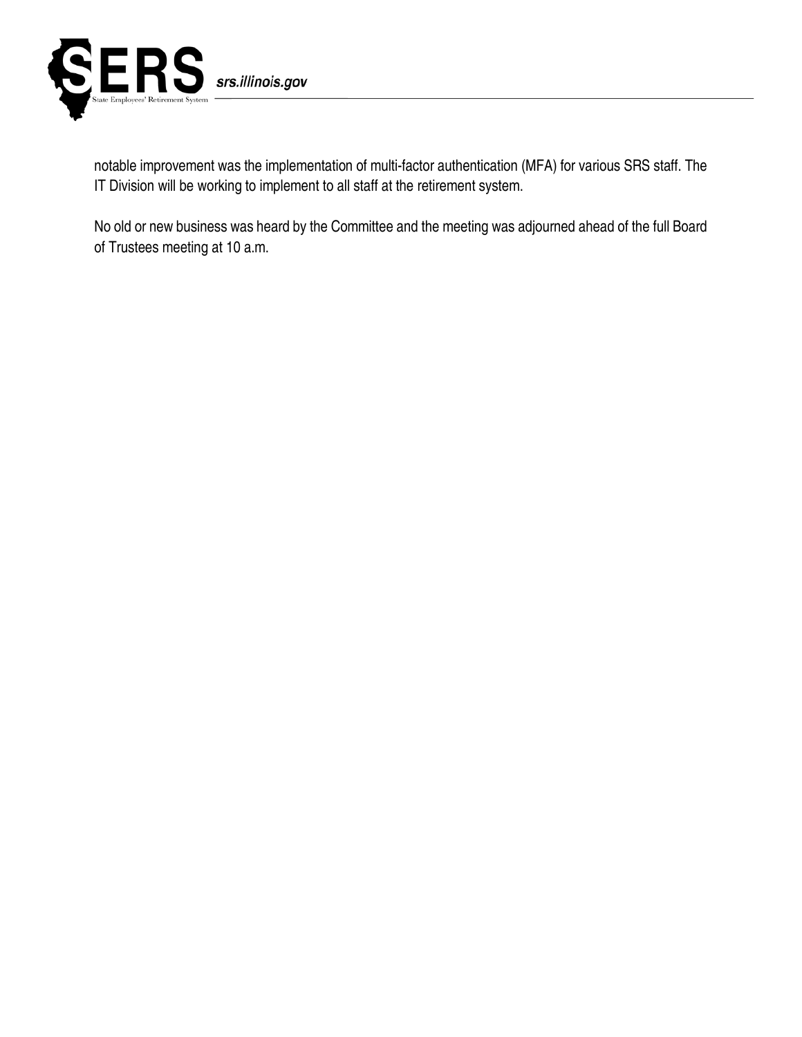notable improvement was the implementation of multi-factor authentication (MFA) for various SRS staff. The IT Division will be working to implement to all staff at the retirement system.

No old or new business was heard by the Committee and the meeting was adjourned ahead of the full Board of Trustees meeting at 10 a.m.